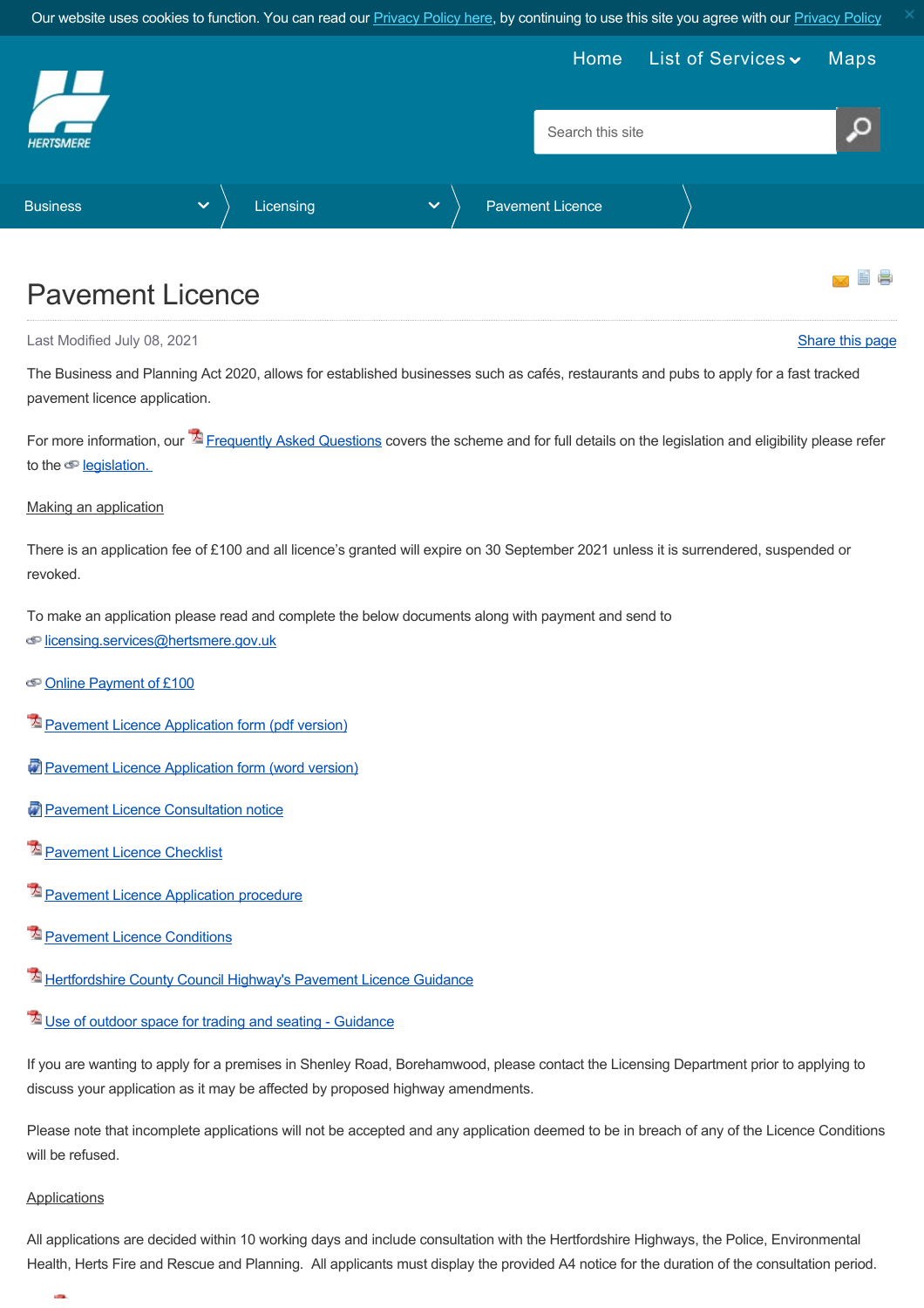Our website uses cookies to function. You can read our Privacy Policy here, by continuing to use this site you agree with our Privacy Policy

HERTSMERE

Home | List of Services | Maps

Search this site

Business > Licensing > Pavement Licence

# Pavement Licence

Last Modified July 08, 2021

Share this page

The Business and Planning Act 2020, allows for established businesses such as cafés, restaurants and pubs to apply for a fast tracked pavement licence application.

For more information, our Frequently Asked Questions covers the scheme and for full details on the legislation and eligibility please refer to the legislation.

Making an application

There is an application fee of £100 and all licence's granted will expire on 30 September 2021 unless it is surrendered, suspended or revoked.

To make an application please read and complete the below documents along with payment and send to licensing.services@hertsmere.gov.uk

Online Payment of £100

Pavement Licence Application form (pdf version)

Pavement Licence Application form (word version)

Pavement Licence Consultation notice

Pavement Licence Checklist

Pavement Licence Application procedure

Pavement Licence Conditions

Hertfordshire County Council Highway's Pavement Licence Guidance

Use of outdoor space for trading and seating - Guidance

If you are wanting to apply for a premises in Shenley Road, Borehamwood, please contact the Licensing Department prior to applying to discuss your application as it may be affected by proposed highway amendments.

Please note that incomplete applications will not be accepted and any application deemed to be in breach of any of the Licence Conditions will be refused.

Applications

All applications are decided within 10 working days and include consultation with the Hertfordshire Highways, the Police, Environmental Health, Herts Fire and Rescue and Planning. All applicants must display the provided A4 notice for the duration of the consultation period.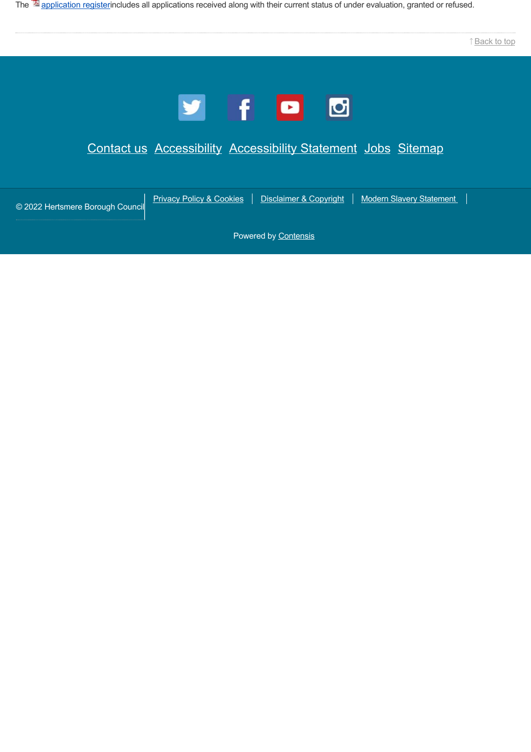The application register includes all applications received along with their current status of under evaluation, granted or refused.

↑ Back to top

Contact us Accessibility Accessibility Statement Jobs Sitemap

© 2022 Hertsmere Borough Council

Privacy Policy & Cookies | Disclaimer & Copyright | Modern Slavery Statement

Powered by Contensis